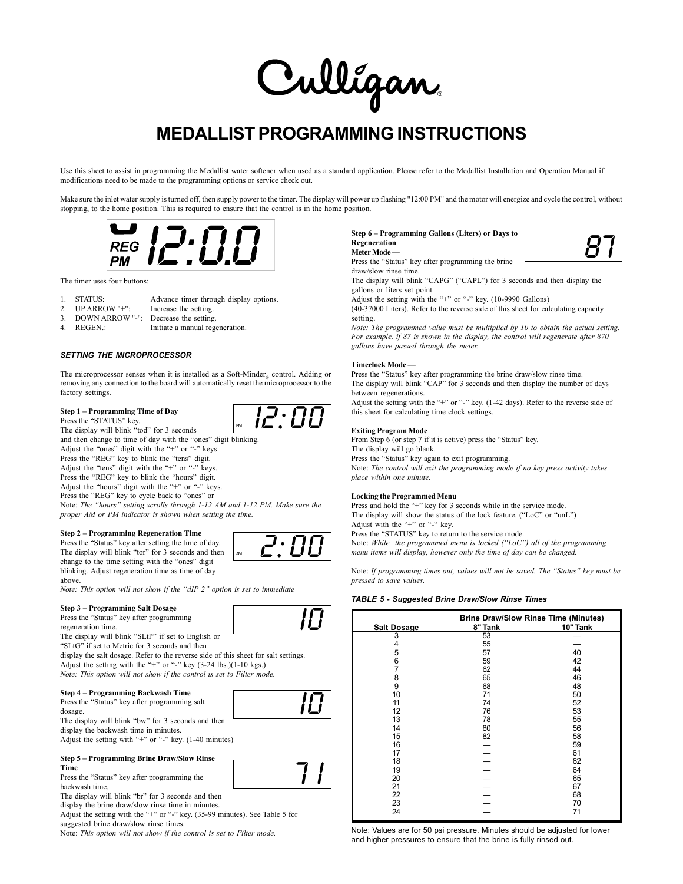# Culligan

# MEDALLIST PROGRAMMING INSTRUCTIONS

Use this sheet to assist in programming the Medallist water softener when used as a standard application. Please refer to the Medallist Installation and Operation Manual if modifications need to be made to the programming options or service check out.

Make sure the inlet water supply is turned off, then supply power to the timer. The display will power up flashing "12:00 PM" and the motor will energize and cycle the control, without stopping, to the home position. This is required to ensure that the control is in the home position.

REG PM 12:0.0

The timer uses four buttons:

1. STATUS: Advance timer through display options.
2. UP ARROW "+": Increase the setting.
3. DOWN ARROW "-": Decrease the setting.
4. REGEN.: Initiate a manual regeneration.

### *SETTING THE MICROPROCESSOR*

The microprocessor senses when it is installed as a Soft-Minder® control. Adding or removing any connection to the board will automatically reset the microprocessor to the factory settings.

**Step 1 – Programming Time of Day**

PM 12:00

Press the "STATUS" key.
The display will blink "tod" for 3 seconds and then change to time of day with the "ones" digit blinking.
Adjust the "ones" digit with the "+" or "-" keys.
Press the "REG" key to blink the "tens" digit.
Adjust the "tens" digit with the "+" or "-" keys.
Press the "REG" key to blink the "hours" digit.
Adjust the "hours" digit with the "+" or "-" keys.
Press the "REG" key to cycle back to "ones" or
Note: *The "hours" setting scrolls through 1-12 AM and 1-12 PM. Make sure the proper AM or PM indicator is shown when setting the time.*

**Step 2 – Programming Regeneration Time**

AM 2:00

Press the "Status" key after setting the time of day. The display will blink "tor" for 3 seconds and then change to the time setting with the "ones" digit blinking. Adjust regeneration time as time of day above.
*Note: This option will not show if the "dIP 2" option is set to immediate*

**Step 3 – Programming Salt Dosage**

10

Press the "Status" key after programming regeneration time.
The display will blink "SLtP" if set to English or "SLtG" if set to Metric for 3 seconds and then display the salt dosage. Refer to the reverse side of this sheet for salt settings.
Adjust the setting with the "+" or "-" key (3-24 lbs.)(1-10 kgs.)
*Note: This option will not show if the control is set to Filter mode.*

**Step 4 – Programming Backwash Time**

10

Press the "Status" key after programming salt dosage.
The display will blink "bw" for 3 seconds and then display the backwash time in minutes.
Adjust the setting with "+" or "-" key. (1-40 minutes)

**Step 5 – Programming Brine Draw/Slow Rinse Time**

71

Press the "Status" key after programming the backwash time.
The display will blink "br" for 3 seconds and then display the brine draw/slow rinse time in minutes.
Adjust the setting with the "+" or "-" key. (35-99 minutes). See Table 5 for suggested brine draw/slow rinse times.
Note: *This option will not show if the control is set to Filter mode.*

**Step 6 – Programming Gallons (Liters) or Days to Regeneration**

87

**Meter Mode —**
Press the "Status" key after programming the brine draw/slow rinse time.
The display will blink "CAPG" ("CAPL") for 3 seconds and then display the gallons or liters set point.
Adjust the setting with the "+" or "-" key. (10-9990 Gallons) (40-37000 Liters). Refer to the reverse side of this sheet for calculating capacity setting.
*Note: The programmed value must be multiplied by 10 to obtain the actual setting. For example, if 87 is shown in the display, the control will regenerate after 870 gallons have passed through the meter.*

**Timeclock Mode —**
Press the "Status" key after programming the brine draw/slow rinse time.
The display will blink "CAP" for 3 seconds and then display the number of days between regenerations.
Adjust the setting with the "+" or "-" key. (1-42 days). Refer to the reverse side of this sheet for calculating time clock settings.

**Exiting Program Mode**
From Step 6 (or step 7 if it is active) press the "Status" key.
The display will go blank.
Press the "Status" key again to exit programming.
Note: *The control will exit the programming mode if no key press activity takes place within one minute.*

**Locking the Programmed Menu**
Press and hold the "+" key for 3 seconds while in the service mode.
The display will show the status of the lock feature. ("LoC" or "unL")
Adjust with the "+" or "-" key.
Press the "STATUS" key to return to the service mode.
Note: *While the programmed menu is locked ("LoC") all of the programming menu items will display, however only the time of day can be changed.*

Note: *If programming times out, values will not be saved. The "Status" key must be pressed to save values.*

***TABLE 5 - Suggested Brine Draw/Slow Rinse Times***

| | Brine Draw/Slow Rinse Time (Minutes) | |
|---|---|---|
| **Salt Dosage** | **8" Tank** | **10" Tank** |
| 3 | 53 | — |
| 4 | 55 | — |
| 5 | 57 | 40 |
| 6 | 59 | 42 |
| 7 | 62 | 44 |
| 8 | 65 | 46 |
| 9 | 68 | 48 |
| 10 | 71 | 50 |
| 11 | 74 | 52 |
| 12 | 76 | 53 |
| 13 | 78 | 55 |
| 14 | 80 | 56 |
| 15 | 82 | 58 |
| 16 | — | 59 |
| 17 | — | 61 |
| 18 | — | 62 |
| 19 | — | 64 |
| 20 | — | 65 |
| 21 | — | 67 |
| 22 | — | 68 |
| 23 | — | 70 |
| 24 | — | 71 |

Note: Values are for 50 psi pressure. Minutes should be adjusted for lower and higher pressures to ensure that the brine is fully rinsed out.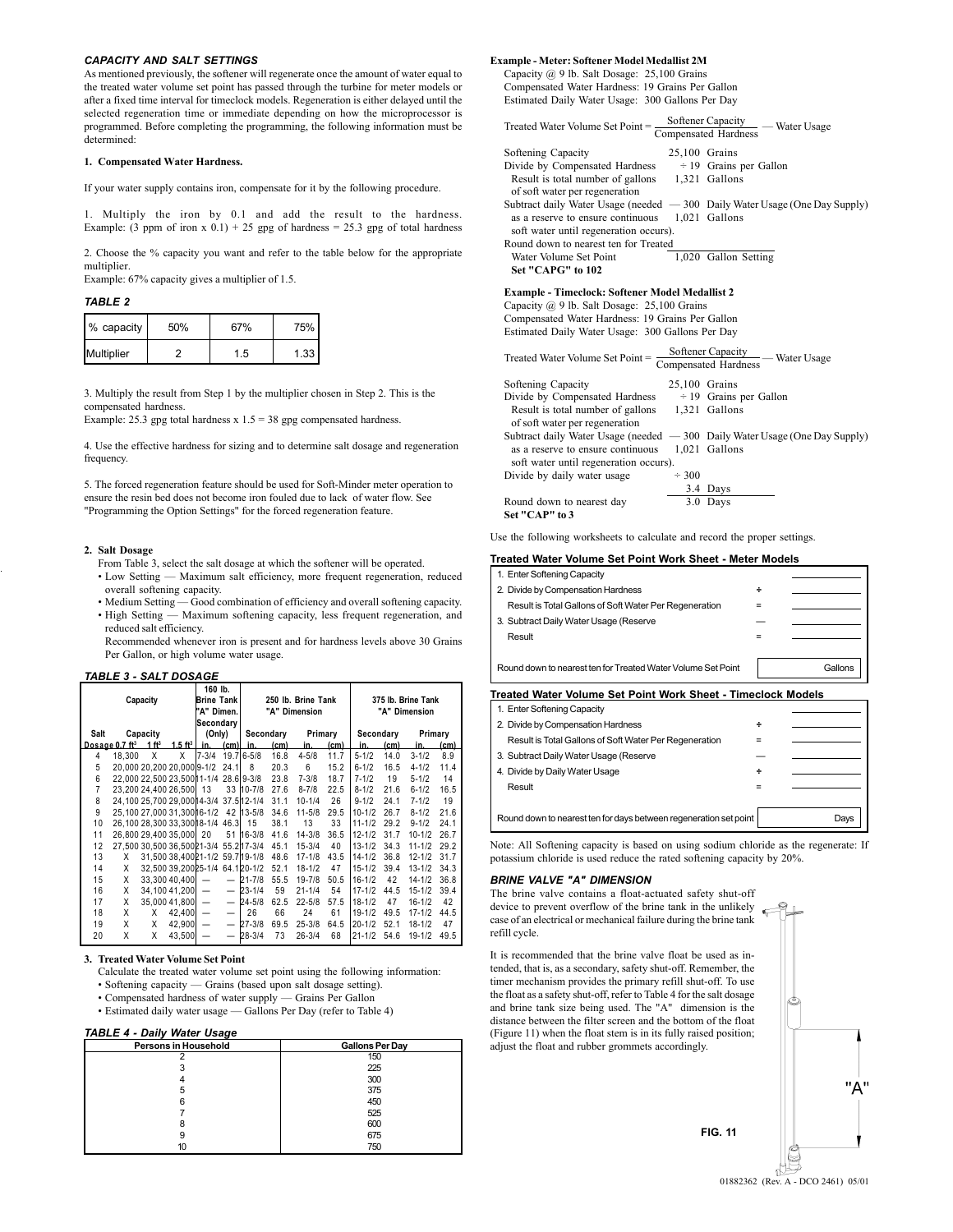### *CAPACITY AND SALT SETTINGS*

As mentioned previously, the softener will regenerate once the amount of water equal to the treated water volume set point has passed through the turbine for meter models or after a fixed time interval for timeclock models. Regeneration is either delayed until the selected regeneration time or immediate depending on how the microprocessor is programmed. Before completing the programming, the following information must be determined:

**1. Compensated Water Hardness.**

If your water supply contains iron, compensate for it by the following procedure.

1. Multiply the iron by 0.1 and add the result to the hardness. Example: (3 ppm of iron x 0.1) + 25 gpg of hardness = 25.3 gpg of total hardness

2. Choose the % capacity you want and refer to the table below for the appropriate multiplier.
Example: 67% capacity gives a multiplier of 1.5.

***TABLE 2***

| % capacity | 50% | 67% | 75% |
|---|---|---|---|
| Multiplier | 2 | 1.5 | 1.33 |

3. Multiply the result from Step 1 by the multiplier chosen in Step 2. This is the compensated hardness.
Example: 25.3 gpg total hardness x 1.5 = 38 gpg compensated hardness.

4. Use the effective hardness for sizing and to determine salt dosage and regeneration frequency.

5. The forced regeneration feature should be used for Soft-Minder meter operation to ensure the resin bed does not become iron fouled due to lack of water flow. See "Programming the Option Settings" for the forced regeneration feature.

**2. Salt Dosage**

From Table 3, select the salt dosage at which the softener will be operated.

- Low Setting — Maximum salt efficiency, more frequent regeneration, reduced overall softening capacity.
- Medium Setting — Good combination of efficiency and overall softening capacity.
- High Setting — Maximum softening capacity, less frequent regeneration, and reduced salt efficiency.

Recommended whenever iron is present and for hardness levels above 30 Grains Per Gallon, or high volume water usage.

***TABLE 3 - SALT DOSAGE***

| Salt Dosage | Capacity 0.7 ft³ | Capacity 1 ft³ | Capacity 1.5 ft³ | 160 lb. Brine Tank "A" Dimen. Secondary (Only) in. | (cm) | 250 lb. Brine Tank "A" Dimension Secondary in. | (cm) | Primary in. | (cm) | 375 lb. Brine Tank "A" Dimension Secondary in. | (cm) | Primary in. | (cm) |
|---|---|---|---|---|---|---|---|---|---|---|---|---|---|
| 4 | 18,300 | X | X | 7-3/4 | 19.7 | 6-5/8 | 16.8 | 4-5/8 | 11.7 | 5-1/2 | 14.0 | 3-1/2 | 8.9 |
| 5 | 20,000 | 20,200 | 20,000 | 9-1/2 | 24.1 | 8 | 20.3 | 6 | 15.2 | 6-1/2 | 16.5 | 4-1/2 | 11.4 |
| 6 | 22,000 | 22,500 | 23,500 | 11-1/4 | 28.6 | 9-3/8 | 23.8 | 7-3/8 | 18.7 | 7-1/2 | 19 | 5-1/2 | 14 |
| 7 | 23,200 | 24,400 | 26,500 | 13 | 33 | 10-7/8 | 27.6 | 8-7/8 | 22.5 | 8-1/2 | 21.6 | 6-1/2 | 16.5 |
| 8 | 24,100 | 25,700 | 29,000 | 14-3/4 | 37.5 | 12-1/4 | 31.1 | 10-1/4 | 26 | 9-1/2 | 24.1 | 7-1/2 | 19 |
| 9 | 25,100 | 27,000 | 31,300 | 16-1/2 | 42 | 13-5/8 | 34.6 | 11-5/8 | 29.5 | 10-1/2 | 26.7 | 8-1/2 | 21.6 |
| 10 | 26,100 | 28,300 | 33,300 | 18-1/4 | 46.3 | 15 | 38.1 | 13 | 33 | 11-1/2 | 29.2 | 9-1/2 | 24.1 |
| 11 | 26,800 | 29,400 | 35,000 | 20 | 51 | 16-3/8 | 41.6 | 14-3/8 | 36.5 | 12-1/2 | 31.7 | 10-1/2 | 26.7 |
| 12 | 27,500 | 30,500 | 36,500 | 21-3/4 | 55.2 | 17-3/4 | 45.1 | 15-3/4 | 40 | 13-1/2 | 34.3 | 11-1/2 | 29.2 |
| 13 | X | 31,500 | 38,400 | 21-1/2 | 59.7 | 19-1/8 | 48.6 | 17-1/8 | 43.5 | 14-1/2 | 36.8 | 12-1/2 | 31.7 |
| 14 | X | 32,500 | 39,200 | 25-1/4 | 64.1 | 20-1/2 | 52.1 | 18-1/2 | 47 | 15-1/2 | 39.4 | 13-1/2 | 34.3 |
| 15 | X | 33,300 | 40,400 | — | — | 21-7/8 | 55.5 | 19-7/8 | 50.5 | 16-1/2 | 42 | 14-1/2 | 36.8 |
| 16 | X | 34,100 | 41,200 | — | — | 23-1/4 | 59 | 21-1/4 | 54 | 17-1/2 | 44.5 | 15-1/2 | 39.4 |
| 17 | X | 35,000 | 41,800 | — | — | 24-5/8 | 62.5 | 22-5/8 | 57.5 | 18-1/2 | 47 | 16-1/2 | 42 |
| 18 | X | X | 42,400 | — | — | 26 | 66 | 24 | 61 | 19-1/2 | 49.5 | 17-1/2 | 44.5 |
| 19 | X | X | 42,900 | — | — | 27-3/8 | 69.5 | 25-3/8 | 64.5 | 20-1/2 | 52.1 | 18-1/2 | 47 |
| 20 | X | X | 43,500 | — | — | 28-3/4 | 73 | 26-3/4 | 68 | 21-1/2 | 54.6 | 19-1/2 | 49.5 |

**3. Treated Water Volume Set Point**

Calculate the treated water volume set point using the following information:

- Softening capacity — Grains (based upon salt dosage setting).
- Compensated hardness of water supply — Grains Per Gallon
- Estimated daily water usage — Gallons Per Day (refer to Table 4)

***TABLE 4 - Daily Water Usage***

| Persons in Household | Gallons Per Day |
|---|---|
| 2 | 150 |
| 3 | 225 |
| 4 | 300 |
| 5 | 375 |
| 6 | 450 |
| 7 | 525 |
| 8 | 600 |
| 9 | 675 |
| 10 | 750 |

**Example - Meter: Softener Model Medallist 2M**

Capacity @ 9 lb. Salt Dosage: 25,100 Grains
Compensated Water Hardness: 19 Grains Per Gallon
Estimated Daily Water Usage: 300 Gallons Per Day

$$\text{Treated Water Volume Set Point} = \frac{\text{Softener Capacity}}{\text{Compensated Hardness}} - \text{Water Usage}$$

| | | |
|---|---|---|
| Softening Capacity | 25,100 | Grains |
| Divide by Compensated Hardness | ÷ 19 | Grains per Gallon |
| Result is total number of gallons of soft water per regeneration | 1,321 | Gallons |
| Subtract daily Water Usage (needed as a reserve to ensure continuous soft water until regeneration occurs). | — 300 | Daily Water Usage (One Day Supply) |
| | 1,021 | Gallons |
| Round down to nearest ten for Treated Water Volume Set Point | 1,020 | Gallon Setting |

**Set "CAPG" to 102**

**Example - Timeclock: Softener Model Medallist 2**

Capacity @ 9 lb. Salt Dosage: 25,100 Grains
Compensated Water Hardness: 19 Grains Per Gallon
Estimated Daily Water Usage: 300 Gallons Per Day

$$\text{Treated Water Volume Set Point} = \frac{\text{Softener Capacity}}{\text{Compensated Hardness}} - \text{Water Usage}$$

| | | |
|---|---|---|
| Softening Capacity | 25,100 | Grains |
| Divide by Compensated Hardness | ÷ 19 | Grains per Gallon |
| Result is total number of gallons of soft water per regeneration | 1,321 | Gallons |
| Subtract daily Water Usage (needed as a reserve to ensure continuous soft water until regeneration occurs). | — 300 | Daily Water Usage (One Day Supply) |
| | 1,021 | Gallons |
| Divide by daily water usage | ÷ 300 | |
| | 3.4 | Days |
| Round down to nearest day | 3.0 | Days |

**Set "CAP" to 3**

Use the following worksheets to calculate and record the proper settings.

**Treated Water Volume Set Point Work Sheet - Meter Models**

| | | |
|---|---|---|
| 1. Enter Softening Capacity | | |
| 2. Divide by Compensation Hardness | ÷ | |
| Result is Total Gallons of Soft Water Per Regeneration | = | |
| 3. Subtract Daily Water Usage (Reserve | — | |
| Result | = | |
| Round down to nearest ten for Treated Water Volume Set Point | | Gallons |

**Treated Water Volume Set Point Work Sheet - Timeclock Models**

| | | |
|---|---|---|
| 1. Enter Softening Capacity | | |
| 2. Divide by Compensation Hardness | ÷ | |
| Result is Total Gallons of Soft Water Per Regeneration | = | |
| 3. Subtract Daily Water Usage (Reserve | — | |
| 4. Divide by Daily Water Usage | ÷ | |
| Result | = | |
| Round down to nearest ten for days between regeneration set point | | Days |

Note: All Softening capacity is based on using sodium chloride as the regenerate: If potassium chloride is used reduce the rated softening capacity by 20%.

### *BRINE VALVE "A" DIMENSION*

The brine valve contains a float-actuated safety shut-off device to prevent overflow of the brine tank in the unlikely case of an electrical or mechanical failure during the brine tank refill cycle.

It is recommended that the brine valve float be used as intended, that is, as a secondary, safety shut-off. Remember, the timer mechanism provides the primary refill shut-off. To use the float as a safety shut-off, refer to Table 4 for the salt dosage and brine tank size being used. The "A" dimension is the distance between the filter screen and the bottom of the float (Figure 11) when the float stem is in its fully raised position; adjust the float and rubber grommets accordingly.

"A"

**FIG. 11**

01882362 (Rev. A - DCO 2461) 05/01